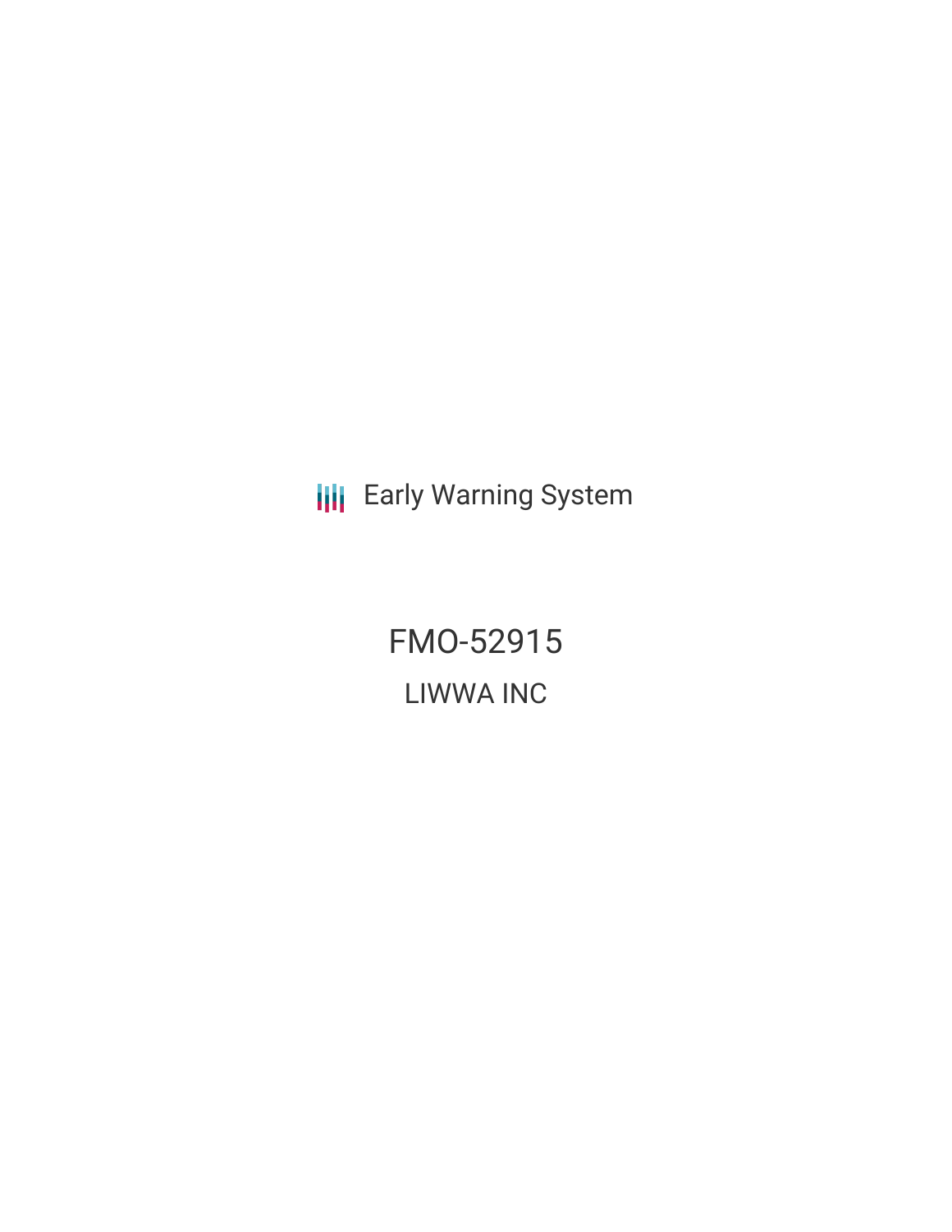Early Warning System

# FMO-52915

## LIWWA INC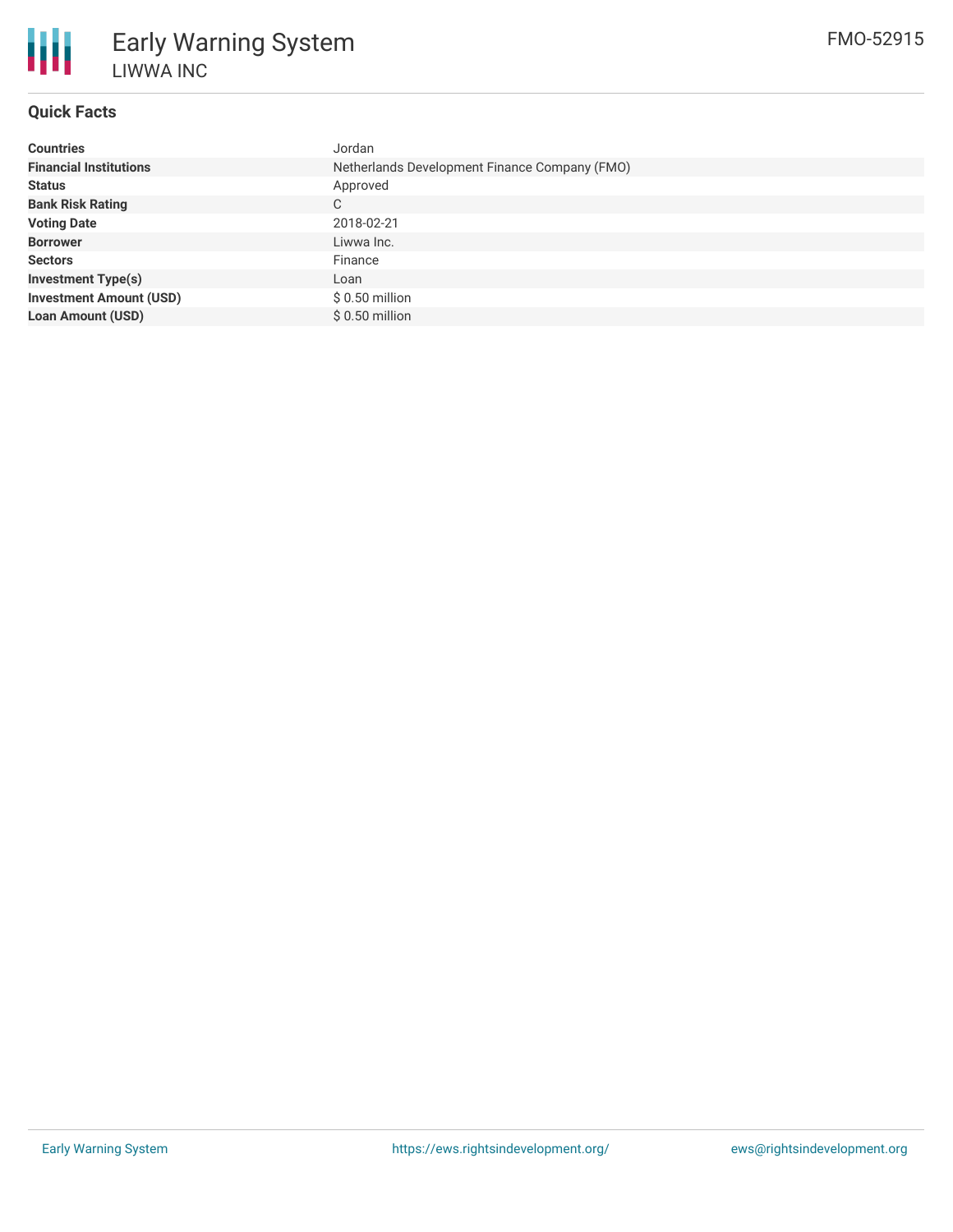# Early Warning System

LIWWA INC

FMO-52915

## Quick Facts

| | |
|---|---|
| **Countries** | Jordan |
| **Financial Institutions** | Netherlands Development Finance Company (FMO) |
| **Status** | Approved |
| **Bank Risk Rating** | C |
| **Voting Date** | 2018-02-21 |
| **Borrower** | Liwwa Inc. |
| **Sectors** | Finance |
| **Investment Type(s)** | Loan |
| **Investment Amount (USD)** | $ 0.50 million |
| **Loan Amount (USD)** | $ 0.50 million |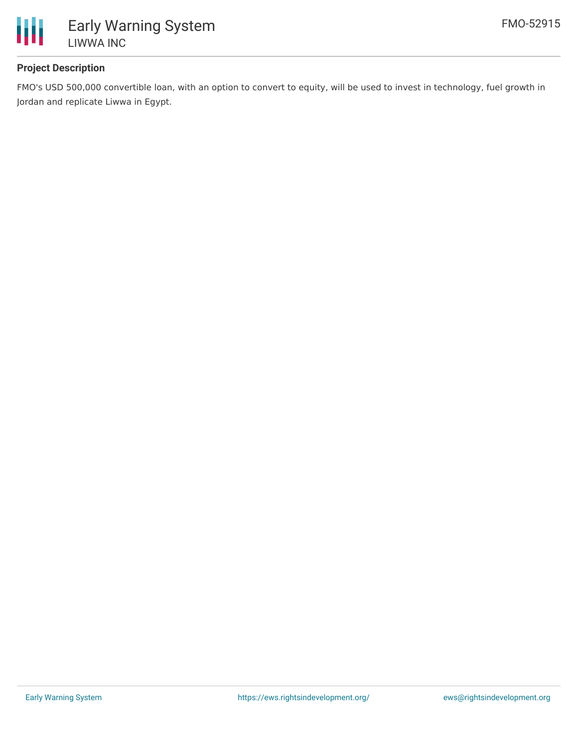### Project Description

FMO's USD 500,000 convertible loan, with an option to convert to equity, will be used to invest in technology, fuel growth in Jordan and replicate Liwwa in Egypt.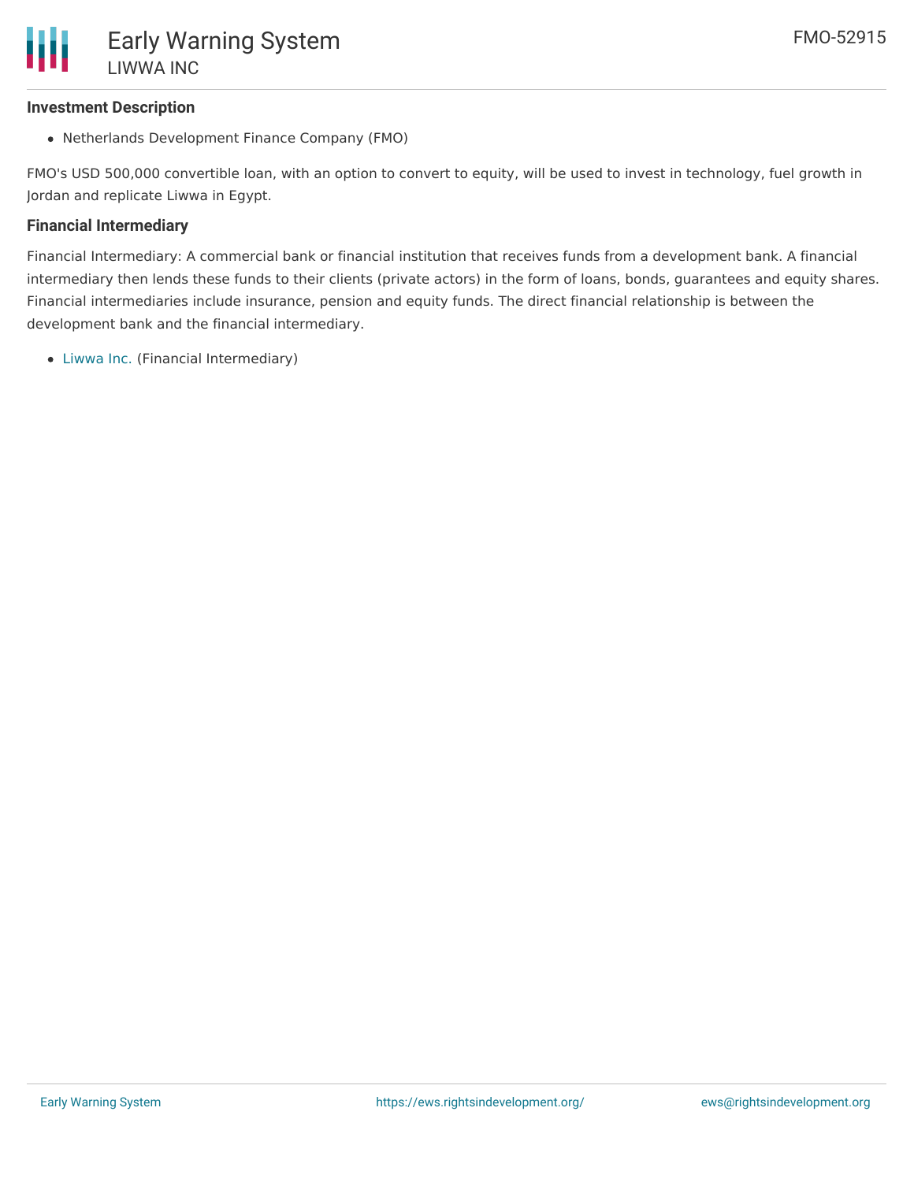### Investment Description

- Netherlands Development Finance Company (FMO)

FMO's USD 500,000 convertible loan, with an option to convert to equity, will be used to invest in technology, fuel growth in Jordan and replicate Liwwa in Egypt.

### Financial Intermediary

Financial Intermediary: A commercial bank or financial institution that receives funds from a development bank. A financial intermediary then lends these funds to their clients (private actors) in the form of loans, bonds, guarantees and equity shares. Financial intermediaries include insurance, pension and equity funds. The direct financial relationship is between the development bank and the financial intermediary.

- Liwwa Inc. (Financial Intermediary)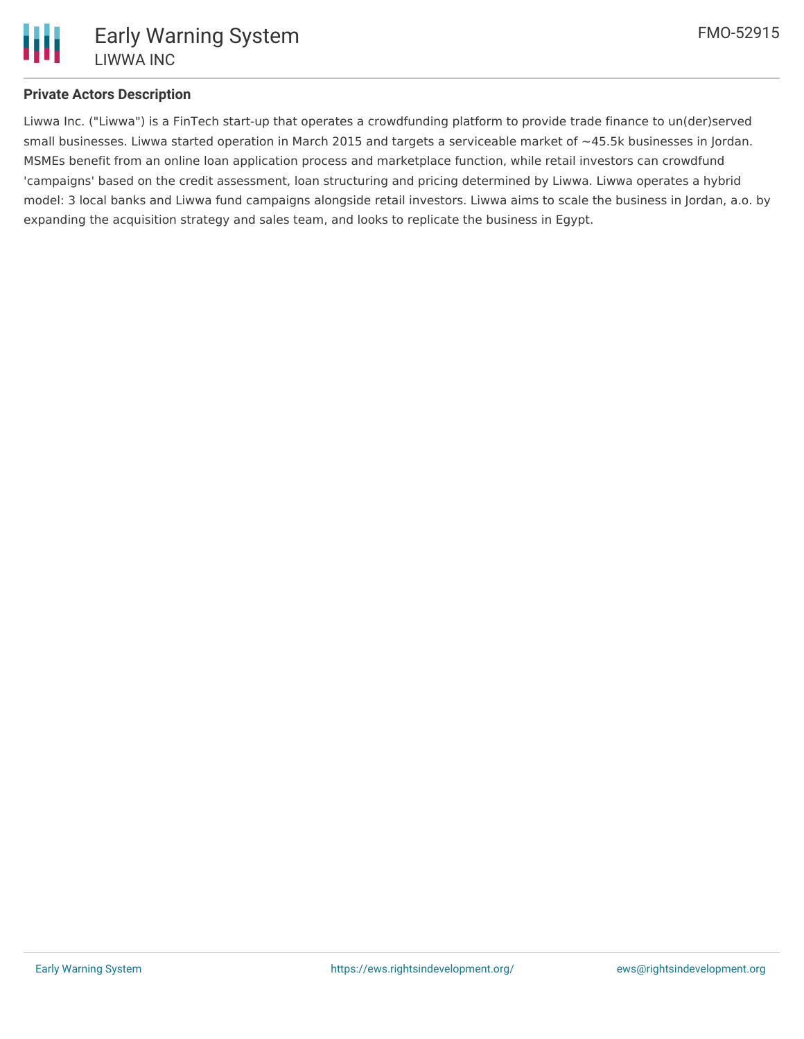## Private Actors Description

Liwwa Inc. ("Liwwa") is a FinTech start-up that operates a crowdfunding platform to provide trade finance to un(der)served small businesses. Liwwa started operation in March 2015 and targets a serviceable market of ~45.5k businesses in Jordan. MSMEs benefit from an online loan application process and marketplace function, while retail investors can crowdfund 'campaigns' based on the credit assessment, loan structuring and pricing determined by Liwwa. Liwwa operates a hybrid model: 3 local banks and Liwwa fund campaigns alongside retail investors. Liwwa aims to scale the business in Jordan, a.o. by expanding the acquisition strategy and sales team, and looks to replicate the business in Egypt.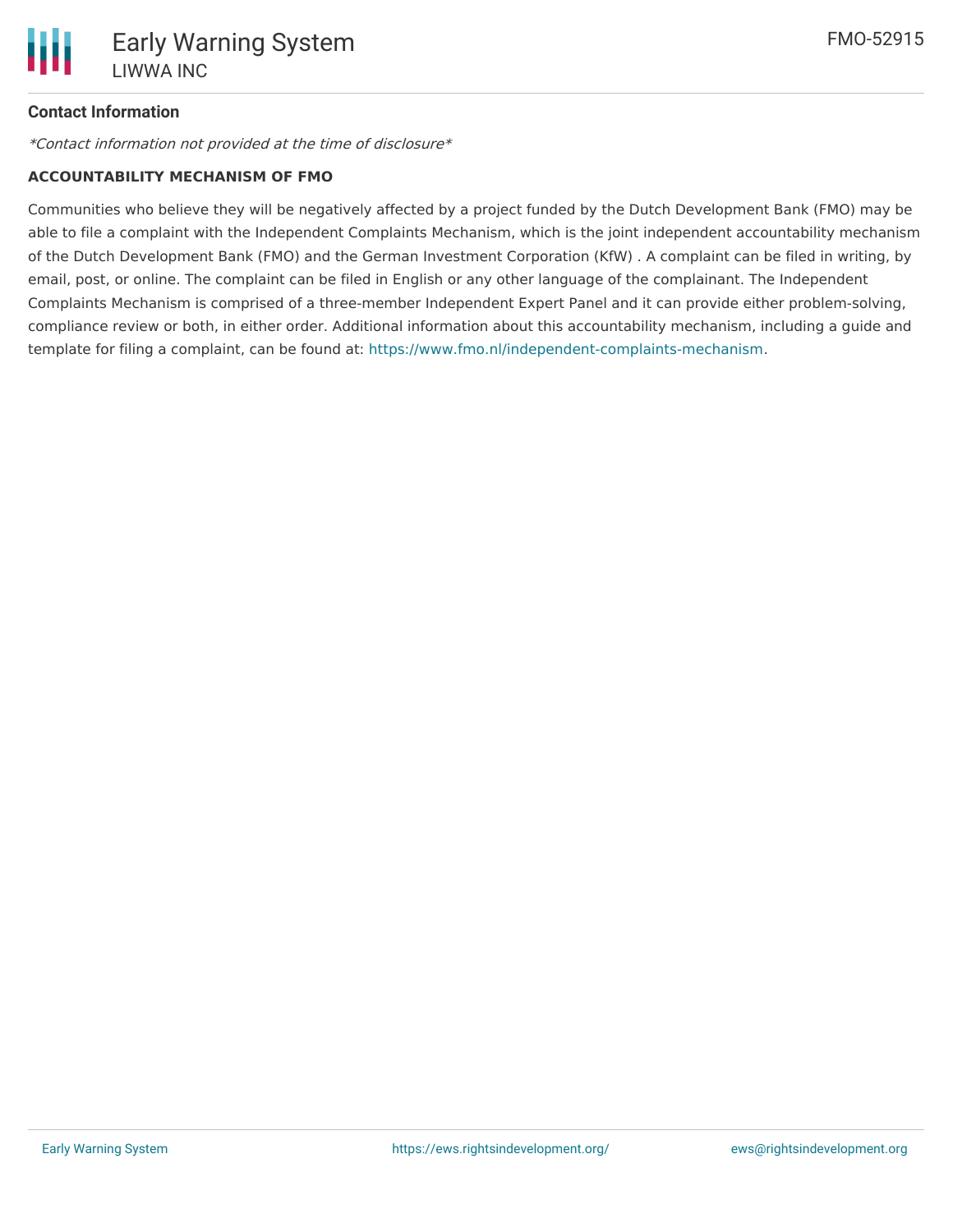## Contact Information

*\*Contact information not provided at the time of disclosure\**

### ACCOUNTABILITY MECHANISM OF FMO

Communities who believe they will be negatively affected by a project funded by the Dutch Development Bank (FMO) may be able to file a complaint with the Independent Complaints Mechanism, which is the joint independent accountability mechanism of the Dutch Development Bank (FMO) and the German Investment Corporation (KfW) . A complaint can be filed in writing, by email, post, or online. The complaint can be filed in English or any other language of the complainant. The Independent Complaints Mechanism is comprised of a three-member Independent Expert Panel and it can provide either problem-solving, compliance review or both, in either order. Additional information about this accountability mechanism, including a guide and template for filing a complaint, can be found at: https://www.fmo.nl/independent-complaints-mechanism.